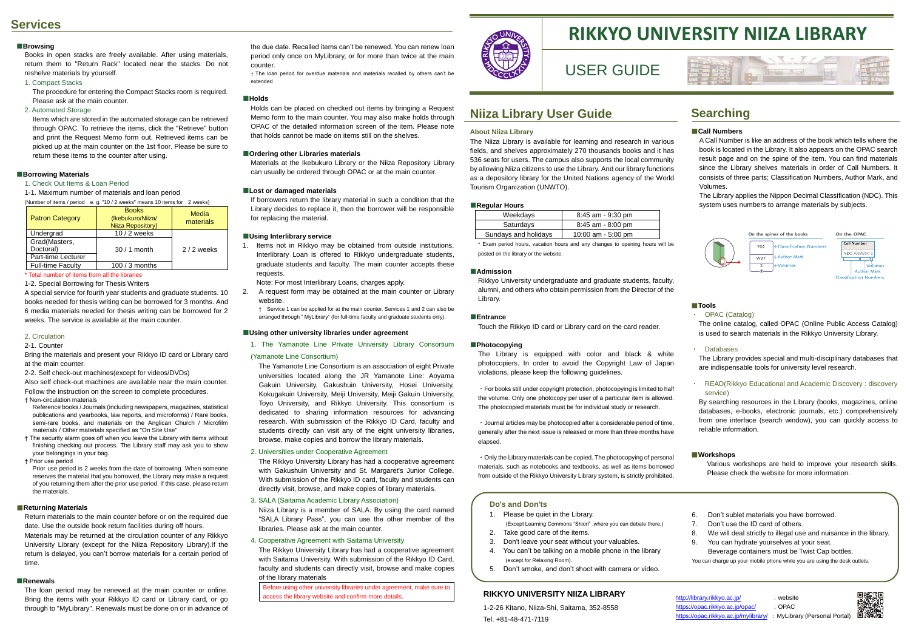# Services

■**Browsing**

Books in open stacks are freely available. After using materials, return them to "Return Rack" located near the stacks. Do not reshelve materials by yourself.

1. Compact Stacks

The procedure for entering the Compact Stacks room is required. Please ask at the main counter.

2. Automated Storage

Items which are stored in the automated storage can be retrieved through OPAC. To retrieve the items, click the "Retrieve" button and print the Request Memo form out. Retrieved items can be picked up at the main counter on the 1st floor. Please be sure to return these items to the counter after using.

■**Borrowing Materials**

1. Check Out Items & Loan Period

1-1. Maximum number of materials and loan period

(Number of items / period e. g. "10 / 2 weeks" means 10 items for 2 weeks)

| Patron Category | Books (Ikebukuro/Niiza/ Niiza Repository) | Media materials |
|---|---|---|
| Undergrad | 10 / 2 weeks | 2 / 2 weeks |
| Grad(Masters, Doctoral) | 30 / 1 month | |
| Part-time Lecturer | | |
| Full-time Faculty | 100 / 3 months | |

\* Total number of items from all the libraries

1-2. Special Borrowing for Thesis Writers

A special service for fourth year students and graduate students. 10 books needed for thesis writing can be borrowed for 3 months. And 6 media materials needed for thesis writing can be borrowed for 2 weeks. The service is available at the main counter.

2. Circulation

2-1. Counter

Bring the materials and present your Rikkyo ID card or Library card at the main counter.

2-2. Self check-out machines(except for videos/DVDs)

Also self check-out machines are available near the main counter. Follow the instruction on the screen to complete procedures.

† Non-circulation materials

Reference books / Journals (including newspapers, magazines, statistical publications and yearbooks, law reports, and microforms) / Rare books, semi-rare books, and materials on the Anglican Church / Microfilm materials / Other materials specified as "On Site Use"

† The security alarm goes off when you leave the Library with items without finishing checking out process. The Library staff may ask you to show your belongings in your bag.

† Prior use period

Prior use period is 2 weeks from the date of borrowing. When someone reserves the material that you borrowed, the Library may make a request of you returning them after the prior use period. If this case, please return the materials.

■**Returning Materials**

Return materials to the main counter before or on the required due date. Use the outside book return facilities during off hours.

Materials may be returned at the circulation counter of any Rikkyo University Library (except for the Niiza Repository Library).If the return is delayed, you can't borrow materials for a certain period of time.

■**Renewals**

The loan period may be renewed at the main counter or online. Bring the items with your Rikkyo ID card or Library card, or go through to "MyLibrary". Renewals must be done on or in advance of the due date. Recalled items can't be renewed. You can renew loan period only once on MyLibrary, or for more than twice at the main counter.

† The loan period for overdue materials and materials recalled by others can't be extended

■**Holds**

Holds can be placed on checked out items by bringing a Request Memo form to the main counter. You may also make holds through OPAC of the detailed information screen of the item. Please note that holds cannot be made on items still on the shelves.

■**Ordering other Libraries materials**

Materials at the Ikebukuro Library or the Niiza Repository Library can usually be ordered through OPAC or at the main counter.

■**Lost or damaged materials**

If borrowers return the library material in such a condition that the Library decides to replace it, then the borrower will be responsible for replacing the material.

■**Using Interlibrary service**

1. Items not in Rikkyo may be obtained from outside institutions. Interlibrary Loan is offered to Rikkyo undergraduate students, graduate students and faculty. The main counter accepts these requests.

   Note: For most Interlibrary Loans, charges apply.

2. A request form may be obtained at the main counter or Library website.

   † Service 1 can be applied for at the main counter. Services 1 and 2 can also be arranged through " MyLibrary" (for full-time faculty and graduate students only).

■**Using other university libraries under agreement**

1. The Yamanote Line Private University Library Consortium (Yamanote Line Consortium)

The Yamanote Line Consortium is an association of eight Private universities located along the JR Yamanote Line: Aoyama Gakuin University, Gakushuin University, Hosei University, Kokugakuin University, Meiji University, Meiji Gakuin University, Toyo University, and Rikkyo University. This consortium is dedicated to sharing information resources for advancing research. With submission of the Rikkyo ID Card, faculty and students directly can visit any of the eight university libraries, browse, make copies and borrow the library materials.

2. Universities under Cooperative Agreement

The Rikkyo University Library has had a cooperative agreement with Gakushuin University and St. Margaret's Junior College. With submission of the Rikkyo ID card, faculty and students can directly visit, browse, and make copies of library materials.

3. SALA (Saitama Academic Library Association)

Niiza Library is a member of SALA. By using the card named "SALA Library Pass", you can use the other member of the libraries. Please ask at the main counter.

4. Cooperative Agreement with Saitama University

The Rikkyo University Library has had a cooperative agreement with Saitama University. With submission of the Rikkyo ID Card, faculty and students can directly visit, browse and make copies of the library materials

Before using other university libraries under agreement, make sure to access the library website and confirm more details.

# RIKKYO UNIVERSITY NIIZA LIBRARY

## USER GUIDE

# Niiza Library User Guide

**About Niiza Library**

The Niiza Library is available for learning and research in various fields, and shelves approximately 270 thousands books and it has 536 seats for users. The campus also supports the local community by allowing Niiza citizens to use the Library. And our library functions as a depository library for the United Nations agency of the World Tourism Organization (UNWTO).

■**Regular Hours**

| | |
|---|---|
| Weekdays | 8:45 am - 9:30 pm |
| Saturdays | 8:45 am - 8:00 pm |
| Sundays and holidays | 10:00 am - 5:00 pm |

\* Exam period hours, vacation hours and any changes to opening hours will be posted on the library or the website.

■**Admission**

Rikkyo University undergraduate and graduate students, faculty, alumni, and others who obtain permission from the Director of the Library.

■**Entrance**

Touch the Rikkyo ID card or Library card on the card reader.

■**Photocopying**

The Library is equipped with color and black & white photocopiers. In order to avoid the Copyright Law of Japan violations, please keep the following guidelines.

・For books still under copyright protection, photocopying is limited to half the volume. Only one photocopy per user of a particular item is allowed. The photocopied materials must be for individual study or research.

・Journal articles may be photocopied after a considerable period of time, generally after the next issue is released or more than three months have elapsed.

・Only the Library materials can be copied. The photocopying of personal materials, such as notebooks and textbooks, as well as items borrowed from outside of the Rikkyo University Library system, is strictly prohibited.

# Searching

■**Call Numbers**

A Call Number is like an address of the book which tells where the book is located in the Library. It also appears on the OPAC search result page and on the spine of the item. You can find materials since the Library shelves materials in order of Call Numbers. It consists of three parts; Classification Numbers, Author Mark, and Volumes.

The Library applies the Nippon Decimal Classification (NDC). This system uses numbers to arrange materials by subjects.

On the spines of the books: 702 ←Classification Numbers; W37 ←Author Mark; 2 ←Volumes

On the OPAC: Call Number — NDC: 702//W37//2 — Classification Numbers, Author Mark, Volumes

■**Tools**

・ OPAC (Catalog)

The online catalog, called OPAC (Online Public Access Catalog) is used to search materials in the Rikkyo University Library.

・ Databases

The Library provides special and multi-disciplinary databases that are indispensable tools for university level research.

・ READ(Rikkyo Educational and Academic Discovery : discovery service)

By searching resources in the Library (books, magazines, online databases, e-books, electronic journals, etc.) comprehensively from one interface (search window), you can quickly access to reliable information.

■**Workshops**

Various workshops are held to improve your research skills. Please check the website for more information.

## Do's and Don'ts

1. Please be quiet in the Library.
   (Except Learning Commons "Shiori" ,where you can debate there.)
2. Take good care of the items.
3. Don't leave your seat without your valuables.
4. You can't be talking on a mobile phone in the library
   (except for Relaxing Room).
5. Don't smoke, and don't shoot with camera or video.
6. Don't sublet materials you have borrowed.
7. Don't use the ID card of others.
8. We will deal strictly to illegal use and nuisance in the library.
9. You can hydrate yourselves at your seat.
   Beverage containers must be Twist Cap bottles.

You can charge up your mobile phone while you are using the desk outlets.

**RIKKYO UNIVERSITY NIIZA LIBRARY**

1-2-26 Kitano, Niiza-Shi, Saitama, 352-8558

Tel. +81-48-471-7119

http://library.rikkyo.ac.jp/ : website
https://opac.rikkyo.ac.jp/opac/ : OPAC
https://opac.rikkyo.ac.jp/mylibrary/ : MyLibrary (Personal Portal)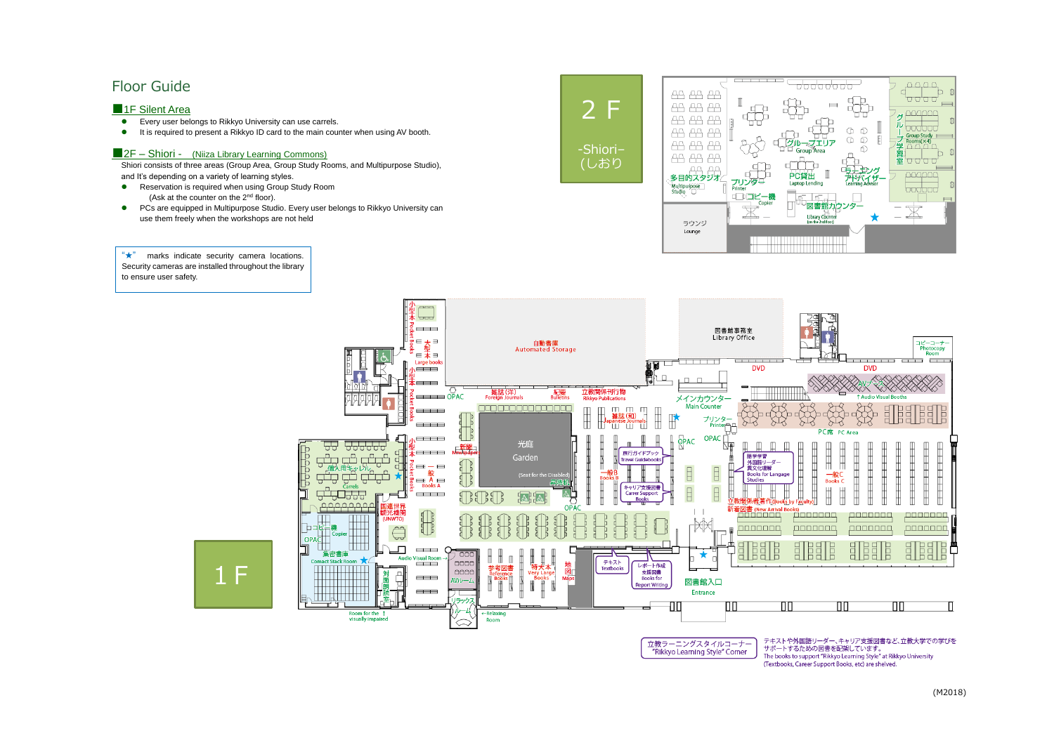# Floor Guide

## 1F Silent Area

- Every user belongs to Rikkyo University can use carrels.
- It is required to present a Rikkyo ID card to the main counter when using AV booth.

## 2F – Shiori - (Niiza Library Learning Commons)

Shiori consists of three areas (Group Area, Group Study Rooms, and Multipurpose Studio), and It's depending on a variety of learning styles.

- Reservation is required when using Group Study Room
  (Ask at the counter on the 2nd floor).
- PCs are equipped in Multipurpose Studio. Every user belongs to Rikkyo University can use them freely when the workshops are not held

"★" marks indicate security camera locations. Security cameras are installed throughout the library to ensure user safety.

2 F

-Shiori-
(しおり)

多目的スタジオ Multipurpose Studio
プリンター Printer
グループエリア Group Area
PC貸出 Laptop Lending
ラーニングアドバイザー Learning Advisor
グループ学習室 Group Study Rooms(×4)
コピー機 Copier
図書館カウンター Library Counter (on the 2nd floor)
ラウンジ Lounge

1 F

小型本 Pocket Books
大型本 Large books
自動書庫 Automated Storage
図書館事務室 Library Office
コピーコーナー Photocopy Room
OPAC
雑誌(洋) Foreign Journals
紀要 Bulletins
立教関係刊行物 Rikkyo Publications
DVD
AVブース
↑Audio Visual Booths
メインカウンター Main Counter
雑誌(和) Japanese Journals
プリンター Printer
PC席 PC Area
光庭 Garden
新聞 Newspaper
(Seat for the Disabled) 閲覧席
旅行ガイドブック Travel Guidebooks
一般B Books B
キャリア支援図書 Career Support Books
語学学習 外国語リーダー 異文化理解 Books for Langage Studies
一般C Books C
立教関係者著作(Books by Faculty)
新着図書 (New Arrival Books)
貸出用キャレル Carrels
一般A Books A
国連世界観光機関 (UNWTO)
コピー機 Copier
集密書庫 Compact Stack Room
Audio Visual Room →
AVルーム
参考図書 Reference Books
特大本 Very Large Books
地図 Maps
テキスト Textbooks
レポート作成支援図書 Books for Report Writing
図書館入口 Entrance
対面朗読室
Room for the visually impaired ↑
リラックスルーム
←Relaxing Room

立教ラーニングスタイルコーナー "Rikkyo Learning Style" Corner

テキストや外国語リーダー、キャリア支援図書など、立教大学での学びをサポートするための図書を配架しています。
The books to support "Rikkyo Learning Style" at Rikkyo University (Textbooks, Career Support Books, etc) are shelved.

(M2018)